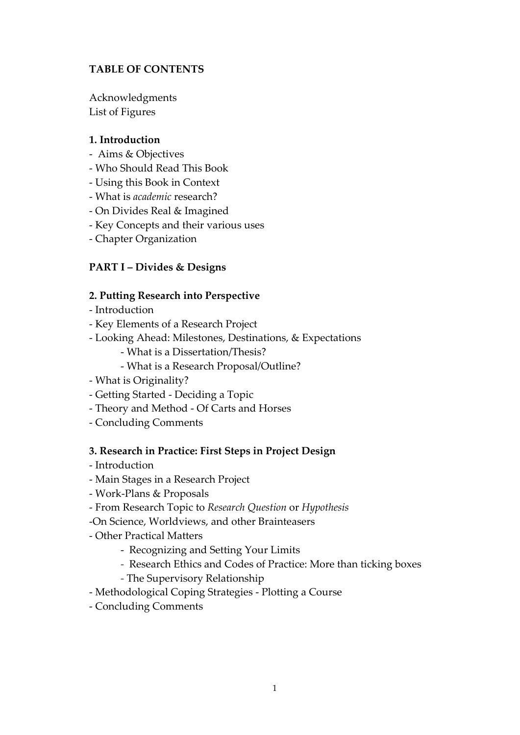**TABLE OF CONTENTS**

Acknowledgments
List of Figures

**1. Introduction**

- Aims & Objectives
- Who Should Read This Book
- Using this Book in Context
- What is *academic* research?
- On Divides Real & Imagined
- Key Concepts and their various uses
- Chapter Organization

**PART I – Divides & Designs**

**2. Putting Research into Perspective**

- Introduction
- Key Elements of a Research Project
- Looking Ahead: Milestones, Destinations, & Expectations
    - What is a Dissertation/Thesis?
    - What is a Research Proposal/Outline?
- What is Originality?
- Getting Started - Deciding a Topic
- Theory and Method - Of Carts and Horses
- Concluding Comments

**3. Research in Practice: First Steps in Project Design**

- Introduction
- Main Stages in a Research Project
- Work-Plans & Proposals
- From Research Topic to *Research Question* or *Hypothesis*
- On Science, Worldviews, and other Brainteasers
- Other Practical Matters
    - Recognizing and Setting Your Limits
    - Research Ethics and Codes of Practice: More than ticking boxes
    - The Supervisory Relationship
- Methodological Coping Strategies - Plotting a Course
- Concluding Comments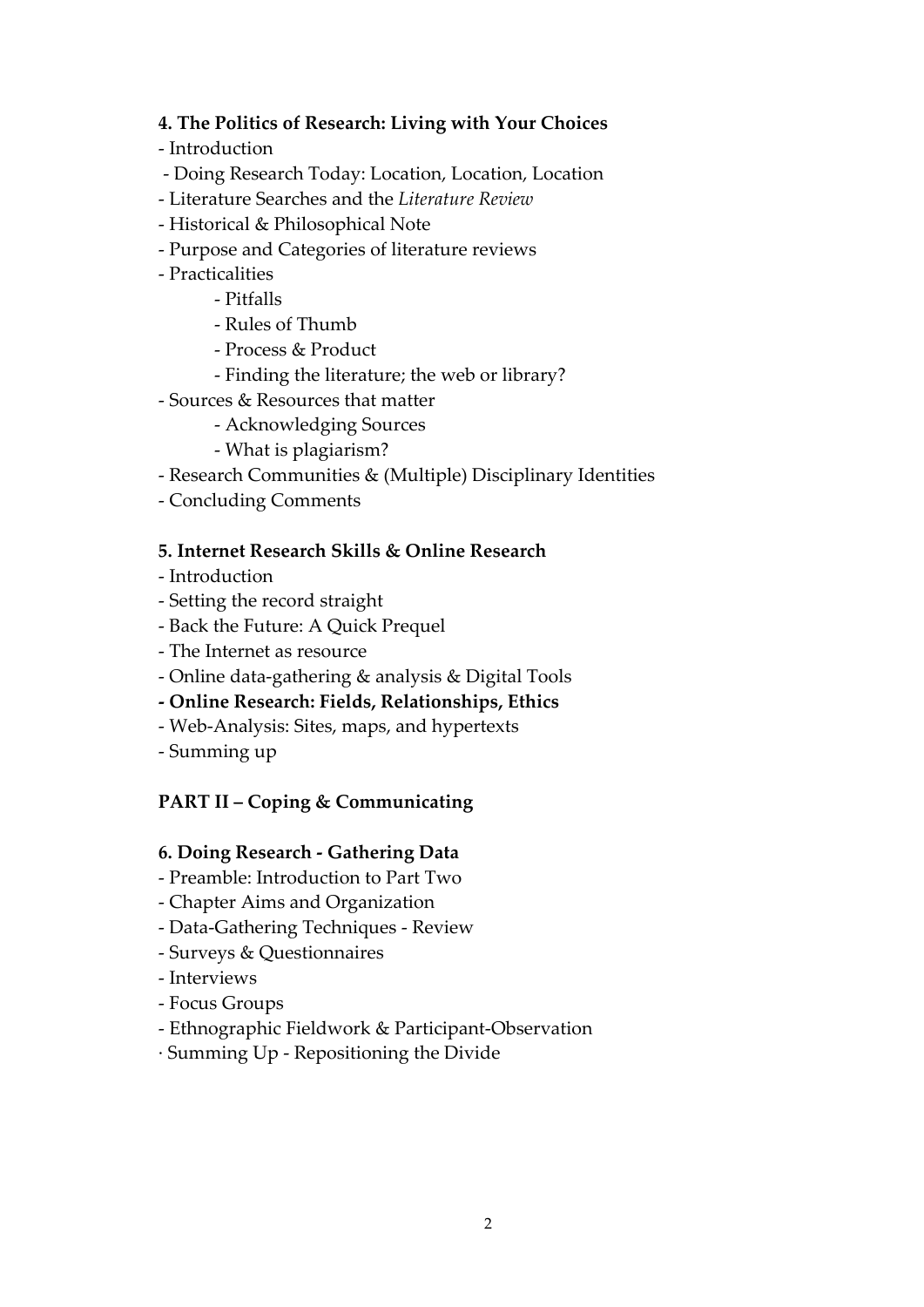**4. The Politics of Research: Living with Your Choices**

- Introduction
- Doing Research Today: Location, Location, Location
- Literature Searches and the *Literature Review*
- Historical & Philosophical Note
- Purpose and Categories of literature reviews
- Practicalities
    - Pitfalls
    - Rules of Thumb
    - Process & Product
    - Finding the literature; the web or library?
- Sources & Resources that matter
    - Acknowledging Sources
    - What is plagiarism?
- Research Communities & (Multiple) Disciplinary Identities
- Concluding Comments

**5. Internet Research Skills & Online Research**

- Introduction
- Setting the record straight
- Back the Future: A Quick Prequel
- The Internet as resource
- Online data-gathering & analysis & Digital Tools
- **Online Research: Fields, Relationships, Ethics**
- Web-Analysis: Sites, maps, and hypertexts
- Summing up

**PART II – Coping & Communicating**

**6. Doing Research - Gathering Data**

- Preamble: Introduction to Part Two
- Chapter Aims and Organization
- Data-Gathering Techniques - Review
- Surveys & Questionnaires
- Interviews
- Focus Groups
- Ethnographic Fieldwork & Participant-Observation

· Summing Up - Repositioning the Divide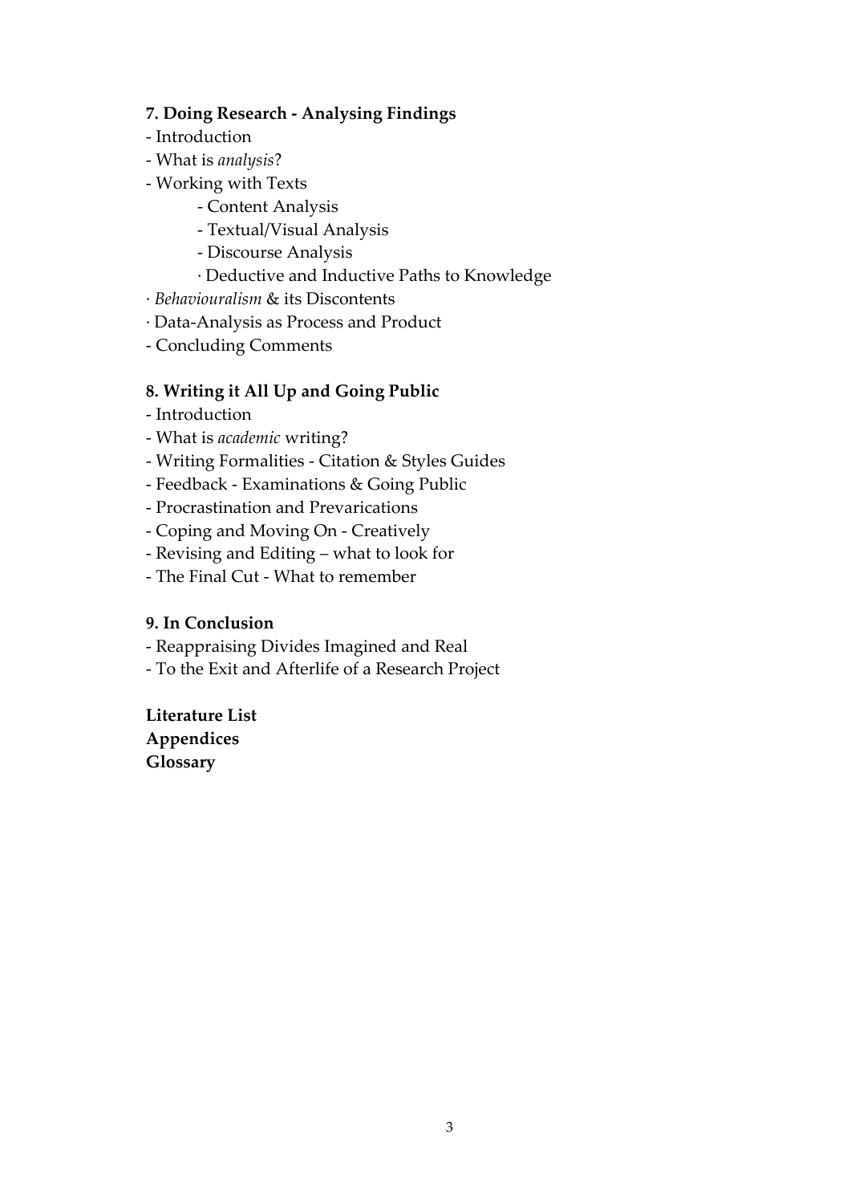**7. Doing Research - Analysing Findings**

- Introduction
- What is *analysis*?
- Working with Texts
    - Content Analysis
    - Textual/Visual Analysis
    - Discourse Analysis
    - · Deductive and Inductive Paths to Knowledge
- · *Behaviouralism* & its Discontents
- · Data-Analysis as Process and Product
- Concluding Comments

**8. Writing it All Up and Going Public**

- Introduction
- What is *academic* writing?
- Writing Formalities - Citation & Styles Guides
- Feedback - Examinations & Going Public
- Procrastination and Prevarications
- Coping and Moving On - Creatively
- Revising and Editing – what to look for
- The Final Cut - What to remember

**9. In Conclusion**

- Reappraising Divides Imagined and Real
- To the Exit and Afterlife of a Research Project

**Literature List**
**Appendices**
**Glossary**